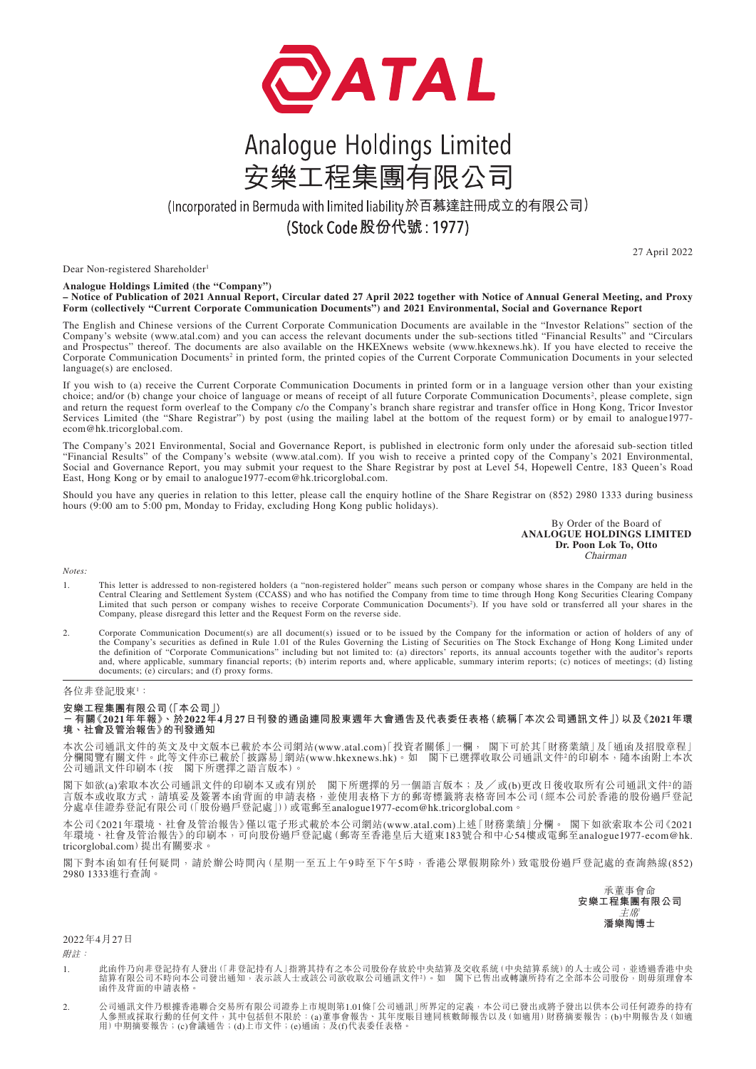# Analogue Holdings Limited
# 安樂工程集團有限公司

(Incorporated in Bermuda with limited liability 於百慕達註冊成立的有限公司)

(Stock Code 股份代號 : 1977)

27 April 2022

Dear Non-registered Shareholder[1]

**Analogue Holdings Limited (the "Company")**
**– Notice of Publication of 2021 Annual Report, Circular dated 27 April 2022 together with Notice of Annual General Meeting, and Proxy Form (collectively "Current Corporate Communication Documents") and 2021 Environmental, Social and Governance Report**

The English and Chinese versions of the Current Corporate Communication Documents are available in the "Investor Relations" section of the Company's website (www.atal.com) and you can access the relevant documents under the sub-sections titled "Financial Results" and "Circulars and Prospectus" thereof. The documents are also available on the HKEXnews website (www.hkexnews.hk). If you have elected to receive the Corporate Communication Documents[2] in printed form, the printed copies of the Current Corporate Communication Documents in your selected language(s) are enclosed.

If you wish to (a) receive the Current Corporate Communication Documents in printed form or in a language version other than your existing choice; and/or (b) change your choice of language or means of receipt of all future Corporate Communication Documents[2], please complete, sign and return the request form overleaf to the Company c/o the Company's branch share registrar and transfer office in Hong Kong, Tricor Investor Services Limited (the "Share Registrar") by post (using the mailing label at the bottom of the request form) or by email to analogue1977-ecom@hk.tricorglobal.com.

The Company's 2021 Environmental, Social and Governance Report, is published in electronic form only under the aforesaid sub-section titled "Financial Results" of the Company's website (www.atal.com). If you wish to receive a printed copy of the Company's 2021 Environmental, Social and Governance Report, you may submit your request to the Share Registrar by post at Level 54, Hopewell Centre, 183 Queen's Road East, Hong Kong or by email to analogue1977-ecom@hk.tricorglobal.com.

Should you have any queries in relation to this letter, please call the enquiry hotline of the Share Registrar on (852) 2980 1333 during business hours (9:00 am to 5:00 pm, Monday to Friday, excluding Hong Kong public holidays).

By Order of the Board of
**ANALOGUE HOLDINGS LIMITED**
**Dr. Poon Lok To, Otto**
*Chairman*

*Notes:*

1. This letter is addressed to non-registered holders (a "non-registered holder" means such person or company whose shares in the Company are held in the Central Clearing and Settlement System (CCASS) and who has notified the Company from time to time through Hong Kong Securities Clearing Company Limited that such person or company wishes to receive Corporate Communication Documents[2]). If you have sold or transferred all your shares in the Company, please disregard this letter and the Request Form on the reverse side.

2. Corporate Communication Document(s) are all document(s) issued or to be issued by the Company for the information or action of holders of any of the Company's securities as defined in Rule 1.01 of the Rules Governing the Listing of Securities on The Stock Exchange of Hong Kong Limited under the definition of "Corporate Communications" including but not limited to: (a) directors' reports, its annual accounts together with the auditor's reports and, where applicable, summary financial reports; (b) interim reports and, where applicable, summary interim reports; (c) notices of meetings; (d) listing documents; (e) circulars; and (f) proxy forms.

---

各位非登記股東[1]：

**安樂工程集團有限公司(「本公司」)**
**－ 有關《2021年年報》、於2022年4月27日刊發的通函連同股東週年大會通告及代表委任表格(統稱「本次公司通訊文件」)以及《2021年環境、社會及管治報告》的刊發通知**

本次公司通訊文件的英文及中文版本已載於本公司網站(www.atal.com)「投資者關係」一欄， 閣下可於其「財務業績」及「通函及招股章程」分欄閱覽有關文件。此等文件亦已載於「披露易」網站(www.hkexnews.hk)。如 閣下已選擇收取公司通訊文件[2]的印刷本，隨本函附上本次公司通訊文件印刷本(按 閣下所選擇之語言版本)。

閣下如欲(a)索取本次公司通訊文件的印刷本又或有別於 閣下所選擇的另一個語言版本；及／或(b)更改日後收取所有公司通訊文件[2]的語言版本或收取方式，請填妥及簽署本函背面的申請表格，並使用表格下方的郵寄標籤將表格寄回本公司(經本公司於香港的股份過戶登記分處卓佳證券登記有限公司(「股份過戶登記處」))或電郵至analogue1977-ecom@hk.tricorglobal.com。

本公司《2021年環境、社會及管治報告》僅以電子形式載於本公司網站(www.atal.com)上述「財務業績」分欄。 閣下如欲索取本公司《2021年環境、社會及管治報告》的印刷本，可向股份過戶登記處(郵寄至香港皇后大道東183號合和中心54樓或電郵至analogue1977-ecom@hk.tricorglobal.com)提出有關要求。

閣下對本函如有任何疑問，請於辦公時間內(星期一至五上午9時至下午5時，香港公眾假期除外)致電股份過戶登記處的查詢熱線(852) 2980 1333進行查詢。

承董事會命
**安樂工程集團有限公司**
*主席*
**潘樂陶博士**

2022年4月27日

*附註：*

1. 此函件乃向非登記持有人發出(「非登記持有人」指將其持有之本公司股份存放於中央結算及交收系統(中央結算系統)的人士或公司，並透過香港中央結算有限公司不時向本公司發出通知，表示該人士或該公司欲收取公司通訊文件[2])。如 閣下已售出或轉讓所持有之全部本公司股份，則毋須理會本函件及背面的申請表格。

2. 公司通訊文件乃根據香港聯合交易所有限公司證券上市規則第1.01條「公司通訊」所界定的定義，本公司已發出或將予發出以供本公司任何證券的持有人參照或採取行動的任何文件，其中包括但不限於：(a)董事會報告、其年度賬目連同核數師報告以及(如適用)財務摘要報告；(b)中期報告及(如適用)中期摘要報告；(c)會議通告；(d)上市文件；(e)通函；及(f)代表委任表格。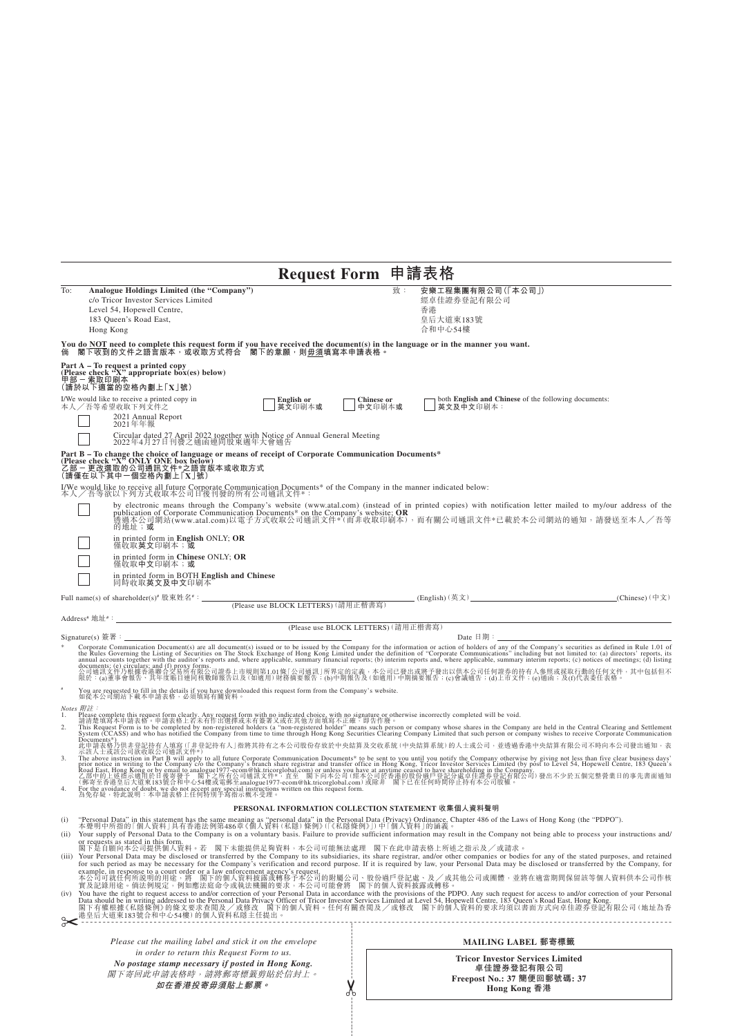# Request Form 申請表格

To: **Analogue Holdings Limited (the "Company")**
c/o Tricor Investor Services Limited
Level 54, Hopewell Centre,
183 Queen's Road East,
Hong Kong

致： **安樂工程集團有限公司(「本公司」)**
經卓佳證券登記有限公司
香港
皇后大道東183號
合和中心54樓

**You do NOT need to complete this request form if you have received the document(s) in the language or in the manner you want.**
**倘 閣下收到的文件之語言版本，或收取方式符合 閣下的意願，則毋須填寫本申請表格。**

**Part A – To request a printed copy**
**(Please check "X" appropriate box(es) below)**
**甲部 — 索取印刷本**
**(請於以下適當的空格內劃上「X」號)**

I/We would like to receive a printed copy in ☐ **English or** 英文印刷本**或** ☐ **Chinese or** 中文印刷本**或** ☐ both **English and Chinese** of the following documents:
本人／吾等希望收取下列文件之 英文及中文印刷本：

☐ 2021 Annual Report
2021年年報

☐ Circular dated 27 April 2022 together with Notice of Annual General Meeting
2022年4月27日刊發之通函連同股東週年大會通告

**Part B – To change the choice of language or means of receipt of Corporate Communication Documents***
**(Please check "X" ONLY ONE box below)**
**乙部 — 更改選取的公司通訊文件*之語言版本或收取方式**
**(請僅在以下其中一個空格內劃上「X」號)**

I/We would like to receive all future Corporate Communication Documents* of the Company in the manner indicated below:
本人／吾等欲以下列方式收取本公司日後刊發的所有公司通訊文件*：

☐ by electronic means through the Company's website (www.atal.com) (instead of in printed copies) with notification letter mailed to my/our address of the publication of Corporate Communication Documents* on the Company's website; **OR**
透過本公司網站(www.atal.com)以電子方式收取公司通訊文件*(而非收取印刷本)，而有關公司通訊文件*已載於本公司網站的通知，請發送至本人／吾等的地址；**或**

☐ in printed form in **English** ONLY; **OR**
僅收取**英文**印刷本；**或**

☐ in printed form in **Chinese** ONLY; **OR**
僅收取**中文**印刷本；**或**

☐ in printed form in BOTH **English and Chinese**
同時收取**英文及中文**印刷本

Full name(s) of shareholder(s)# 股東姓名#：________________ (English) (英文) ________________ (Chinese) (中文)
(Please use BLOCK LETTERS) (請用正楷書寫)

Address# 地址#：________________
(Please use BLOCK LETTERS) (請用正楷書寫)

Signature(s) 簽署：________________ Date 日期：________________

\* Corporate Communication Document(s) are all document(s) issued or to be issued by the Company for the information or action of holders of any of the Company's securities as defined in Rule 1.01 of the Rules Governing the Listing of Securities on The Stock Exchange of Hong Kong Limited under the definition of "Corporate Communications" including but not limited to: (a) directors' reports, its annual accounts together with the auditor's reports and, where applicable, summary financial reports; (b) interim reports and, where applicable, summary interim reports; (c) notices of meetings; (d) listing documents; (e) circulars; and (f) proxy forms.
公司通訊文件乃根據香港聯合交易所有限公司證券上市規則第1.01條「公司通訊」所界定的定義，本公司已發出或將予發出以供本公司任何證券的持有人參照或採取行動的任何文件，其中包括但不限於：(a)董事會報告、其年度賬目連同核數師報告以及(如適用)財務摘要報告；(b)中期報告及(如適用)中期摘要報告；(c)會議通告；(d)上市文件；(e)通函；及(f)代表委任表格。

\# You are requested to fill in the details if you have downloaded this request form from the Company's website.
如從本公司網站下載本申請表，必須填寫有關資料。

*Notes 附註：*

1. Please complete this request form clearly. Any request form with no indicated choice, with no signature or otherwise incorrectly completed will be void.
請清楚填寫本申請表格。申請表格上若未有作出選擇或未有簽署又或在其他方面填寫不正確，即告作廢。
2. This Request Form is to be completed by non-registered holders (a "non-registered holder" means such person or company whose shares in the Company are held in the Central Clearing and Settlement System (CCASS) and who has notified the Company from time to time through Hong Kong Securities Clearing Company Limited that such person or company wishes to receive Corporate Communication Documents*).
此申請表格乃供非登記持有人填寫(「非登記持有人」指將其持有之本公司股份存放於中央結算及交收系統(中央結算系統)的人士或公司，並透過香港中央結算有限公司不時向本公司發出通知，表示該人士或該公司欲收取公司通訊文件*)。
3. The above instruction in Part B will apply to all future Corporate Communication Documents* to be sent to you until you notify the Company otherwise by giving not less than five clear business days' prior notice in writing to the Company c/o the Company's branch share registrar and transfer office in Hong Kong, Tricor Investor Services Limited (by post to Level 54, Hopewell Centre, 183 Queen's Road East, Hong Kong or by email to analogue1977-ecom@hk.tricorglobal.com) or unless you have at anytime ceased to have shareholding in the Company.
乙部中的上述指示適用於日後寄發予 閣下之所有公司通訊文件*，直至 閣下向本公司(經本公司於香港的股份過戶登記分處卓佳證券登記有限公司)發出不少於五個完整營業日的事先書面通知(郵寄至香港皇后大道東183號合和中心54樓或電郵至analogue1977-ecom@hk.tricorglobal.com)或除非 閣下已在任何時間停止持有本公司股權。
4. For the avoidance of doubt, we do not accept any special instructions written on this request form.
為免存疑，特此說明：本申請表格上任何特別書寫指示概不受理。

## PERSONAL INFORMATION COLLECTION STATEMENT 收集個人資料聲明

(i) "Personal Data" in this statement has the same meaning as "personal data" in the Personal Data (Privacy) Ordinance, Chapter 486 of the Laws of Hong Kong (the "PDPO").
本聲明中所指的「個人資料」具有香港法例第486章《個人資料(私隱)條例》(「《私隱條例》」)中「個人資料」的涵義。

(ii) Your supply of Personal Data to the Company is on a voluntary basis. Failure to provide sufficient information may result in the Company not being able to process your instructions and/or requests as stated in this form.
閣下是自願向本公司提供個人資料。若 閣下未能提供足夠資料，本公司可能無法處理 閣下在此申請表格上所述之指示及／或請求。

(iii) Your Personal Data may be disclosed or transferred by the Company to its subsidiaries, its share registrar, and/or other companies or bodies for any of the stated purposes, and retained for such period as may be necessary for the Company's verification and record purpose. If it is required by law, your Personal Data may be disclosed or transferred by the Company, for example, in response to a court order or a law enforcement agency's request.
本公司可就任何所說明的用途，將 閣下的個人資料披露或轉移予本公司的附屬公司、股份過戶登記處、及／或其他公司或團體，並將在適當期間保留該等個人資料供本公司作核實及記錄用途。倘法例規定，例如應法庭命令或執法機關的要求，本公司可能會將 閣下的個人資料披露或轉移。

(iv) You have the right to request access to and/or correction of your Personal Data in accordance with the provisions of the PDPO. Any such request for access to and/or correction of your Personal Data should be in writing addressed to the Personal Data Privacy Officer of Tricor Investor Services Limited at Level 54, Hopewell Centre, 183 Queen's Road East, Hong Kong.
閣下有權根據《私隱條例》的條文要求查閱及／或修改 閣下的個人資料。任何有關查閱及／或修改 閣下的個人資料的要求均須以書面方式向卓佳證券登記有限公司(地址為香港皇后大道東183號合和中心54樓)的個人資料私隱主任提出。

*Please cut the mailing label and stick it on the envelope in order to return this Request Form to us.*
***No postage stamp necessary if posted in Hong Kong.***
*閣下寄回此申請表格時，請將郵寄標籤剪貼於信封上。*
***如在香港投寄毋須貼上郵票。***

**MAILING LABEL 郵寄標籤**

**Tricor Investor Services Limited**
**卓佳證券登記有限公司**
**Freepost No.: 37 簡便回郵號碼: 37**
**Hong Kong 香港**